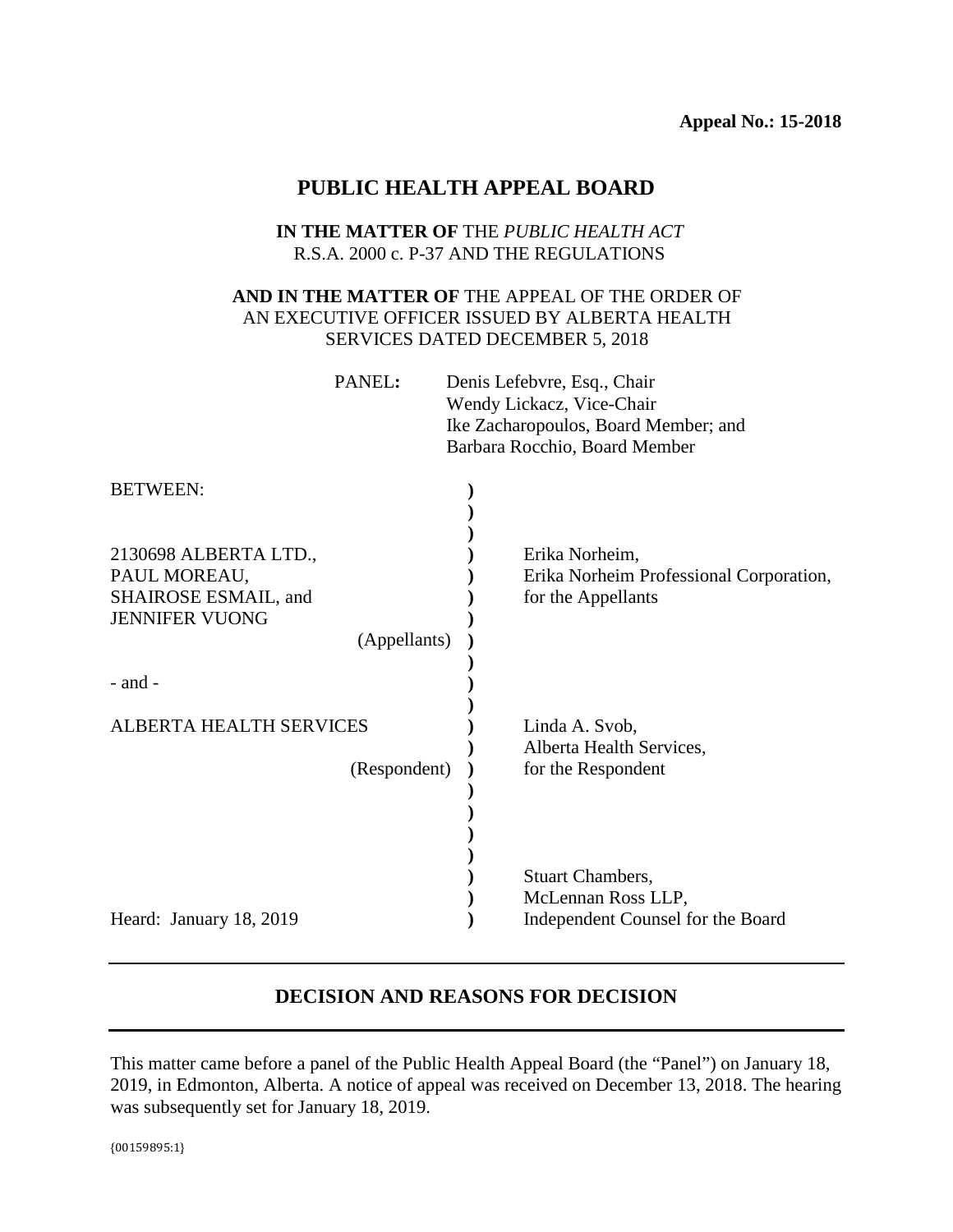**Appeal No.: 15-2018**

# PUBLIC HEALTH APPEAL BOARD

**IN THE MATTER OF** THE *PUBLIC HEALTH ACT*
R.S.A. 2000 c. P-37 AND THE REGULATIONS

**AND IN THE MATTER OF** THE APPEAL OF THE ORDER OF AN EXECUTIVE OFFICER ISSUED BY ALBERTA HEALTH SERVICES DATED DECEMBER 5, 2018

PANEL**:** Denis Lefebvre, Esq., Chair
Wendy Lickacz, Vice-Chair
Ike Zacharopoulos, Board Member; and
Barbara Rocchio, Board Member

BETWEEN:

2130698 ALBERTA LTD.,
PAUL MOREAU,
SHAIROSE ESMAIL, and
JENNIFER VUONG
(Appellants)

Erika Norheim,
Erika Norheim Professional Corporation,
for the Appellants

- and -

ALBERTA HEALTH SERVICES
(Respondent)

Linda A. Svob,
Alberta Health Services,
for the Respondent

Stuart Chambers,
McLennan Ross LLP,
Independent Counsel for the Board

Heard: January 18, 2019

## DECISION AND REASONS FOR DECISION

This matter came before a panel of the Public Health Appeal Board (the "Panel") on January 18, 2019, in Edmonton, Alberta. A notice of appeal was received on December 13, 2018. The hearing was subsequently set for January 18, 2019.

{00159895:1}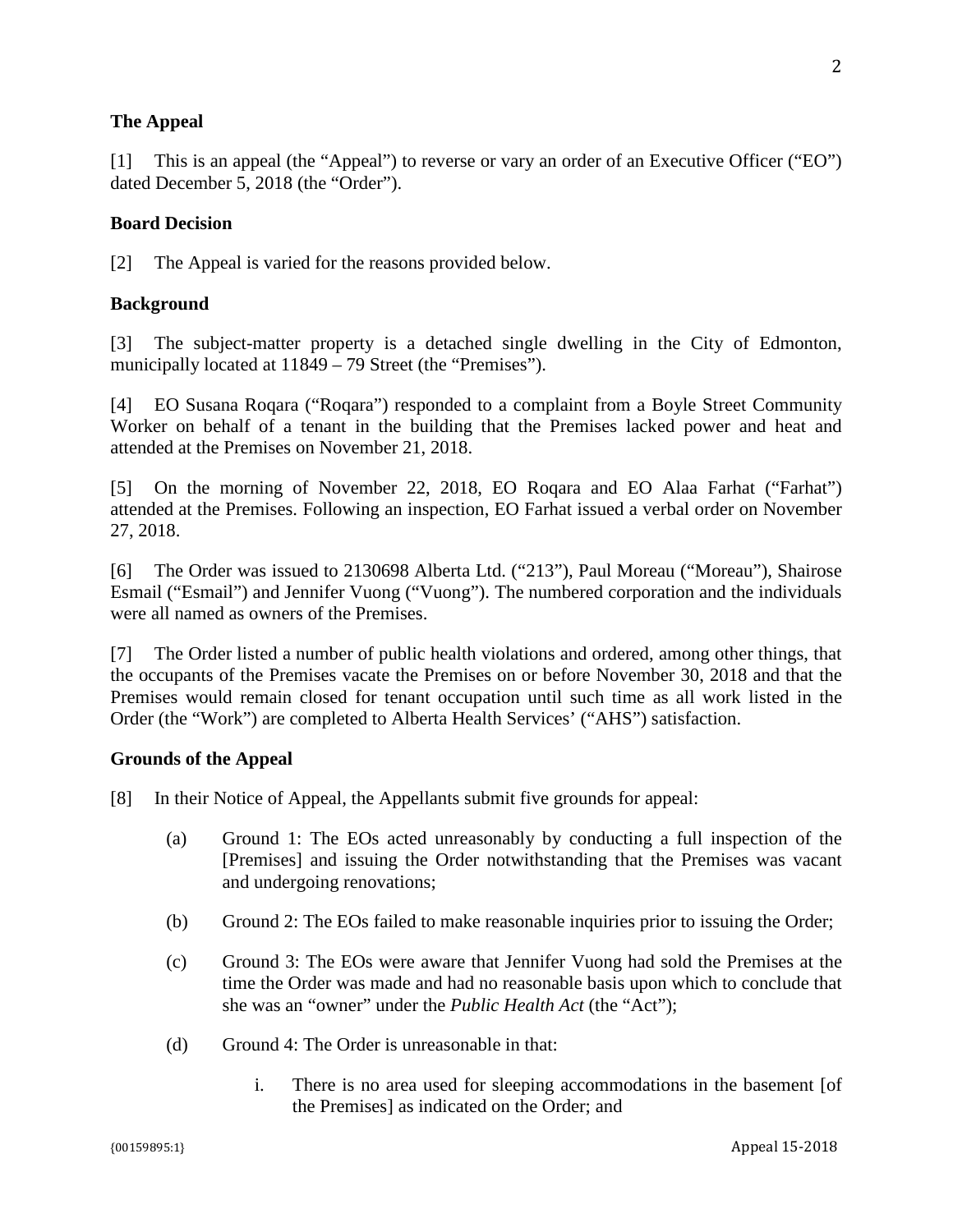### The Appeal

[1] This is an appeal (the "Appeal") to reverse or vary an order of an Executive Officer ("EO") dated December 5, 2018 (the "Order").

### Board Decision

[2] The Appeal is varied for the reasons provided below.

### Background

[3] The subject-matter property is a detached single dwelling in the City of Edmonton, municipally located at 11849 – 79 Street (the "Premises").

[4] EO Susana Roqara ("Roqara") responded to a complaint from a Boyle Street Community Worker on behalf of a tenant in the building that the Premises lacked power and heat and attended at the Premises on November 21, 2018.

[5] On the morning of November 22, 2018, EO Roqara and EO Alaa Farhat ("Farhat") attended at the Premises. Following an inspection, EO Farhat issued a verbal order on November 27, 2018.

[6] The Order was issued to 2130698 Alberta Ltd. ("213"), Paul Moreau ("Moreau"), Shairose Esmail ("Esmail") and Jennifer Vuong ("Vuong"). The numbered corporation and the individuals were all named as owners of the Premises.

[7] The Order listed a number of public health violations and ordered, among other things, that the occupants of the Premises vacate the Premises on or before November 30, 2018 and that the Premises would remain closed for tenant occupation until such time as all work listed in the Order (the "Work") are completed to Alberta Health Services' ("AHS") satisfaction.

### Grounds of the Appeal

[8] In their Notice of Appeal, the Appellants submit five grounds for appeal:

(a) Ground 1: The EOs acted unreasonably by conducting a full inspection of the [Premises] and issuing the Order notwithstanding that the Premises was vacant and undergoing renovations;

(b) Ground 2: The EOs failed to make reasonable inquiries prior to issuing the Order;

(c) Ground 3: The EOs were aware that Jennifer Vuong had sold the Premises at the time the Order was made and had no reasonable basis upon which to conclude that she was an "owner" under the *Public Health Act* (the "Act");

(d) Ground 4: The Order is unreasonable in that:

i. There is no area used for sleeping accommodations in the basement [of the Premises] as indicated on the Order; and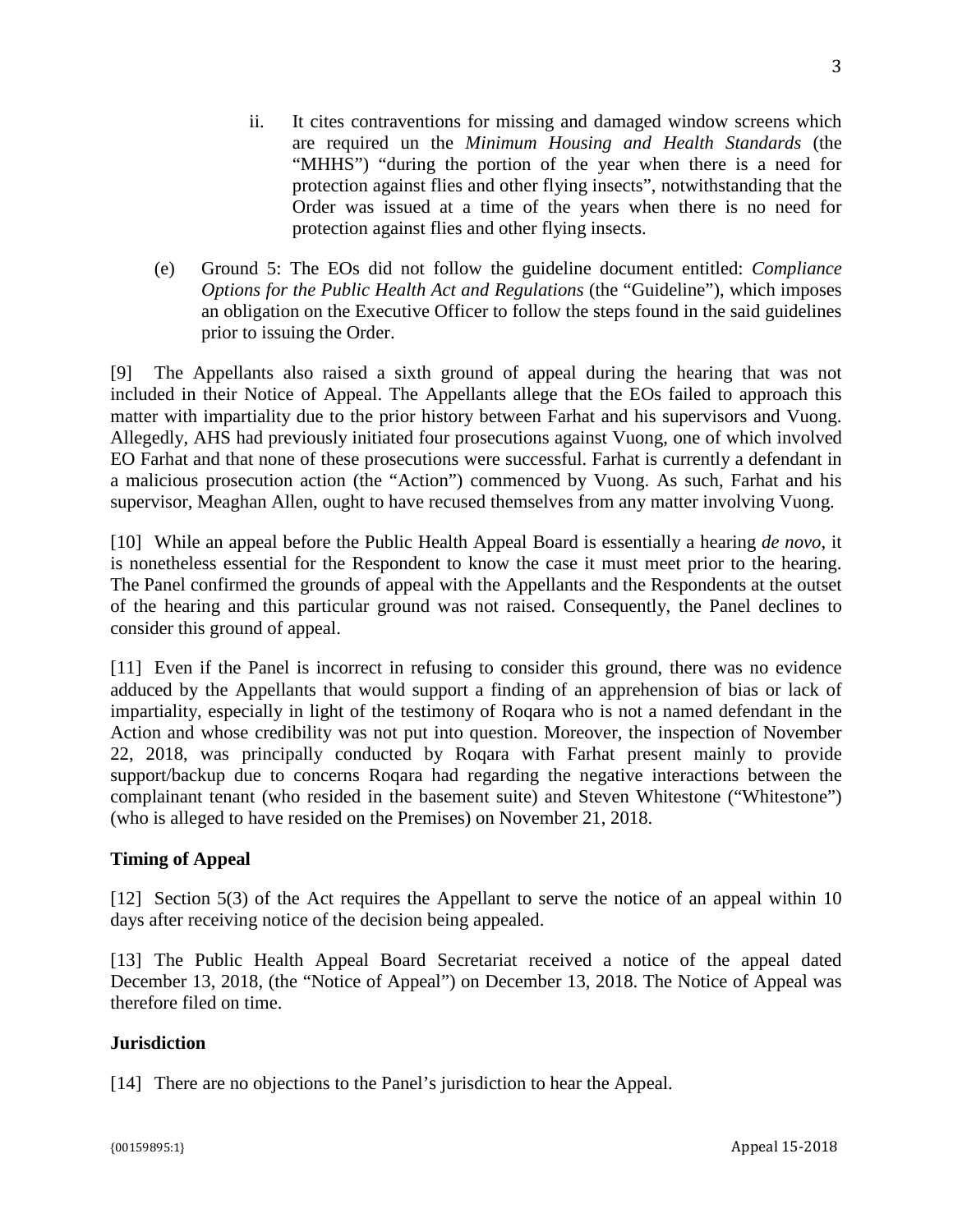ii. It cites contraventions for missing and damaged window screens which are required un the *Minimum Housing and Health Standards* (the "MHHS") "during the portion of the year when there is a need for protection against flies and other flying insects", notwithstanding that the Order was issued at a time of the years when there is no need for protection against flies and other flying insects.

(e) Ground 5: The EOs did not follow the guideline document entitled: *Compliance Options for the Public Health Act and Regulations* (the "Guideline"), which imposes an obligation on the Executive Officer to follow the steps found in the said guidelines prior to issuing the Order.

[9] The Appellants also raised a sixth ground of appeal during the hearing that was not included in their Notice of Appeal. The Appellants allege that the EOs failed to approach this matter with impartiality due to the prior history between Farhat and his supervisors and Vuong. Allegedly, AHS had previously initiated four prosecutions against Vuong, one of which involved EO Farhat and that none of these prosecutions were successful. Farhat is currently a defendant in a malicious prosecution action (the "Action") commenced by Vuong. As such, Farhat and his supervisor, Meaghan Allen, ought to have recused themselves from any matter involving Vuong.

[10] While an appeal before the Public Health Appeal Board is essentially a hearing *de novo*, it is nonetheless essential for the Respondent to know the case it must meet prior to the hearing. The Panel confirmed the grounds of appeal with the Appellants and the Respondents at the outset of the hearing and this particular ground was not raised. Consequently, the Panel declines to consider this ground of appeal.

[11] Even if the Panel is incorrect in refusing to consider this ground, there was no evidence adduced by the Appellants that would support a finding of an apprehension of bias or lack of impartiality, especially in light of the testimony of Roqara who is not a named defendant in the Action and whose credibility was not put into question. Moreover, the inspection of November 22, 2018, was principally conducted by Roqara with Farhat present mainly to provide support/backup due to concerns Roqara had regarding the negative interactions between the complainant tenant (who resided in the basement suite) and Steven Whitestone ("Whitestone") (who is alleged to have resided on the Premises) on November 21, 2018.

**Timing of Appeal**

[12] Section 5(3) of the Act requires the Appellant to serve the notice of an appeal within 10 days after receiving notice of the decision being appealed.

[13] The Public Health Appeal Board Secretariat received a notice of the appeal dated December 13, 2018, (the "Notice of Appeal") on December 13, 2018. The Notice of Appeal was therefore filed on time.

**Jurisdiction**

[14] There are no objections to the Panel's jurisdiction to hear the Appeal.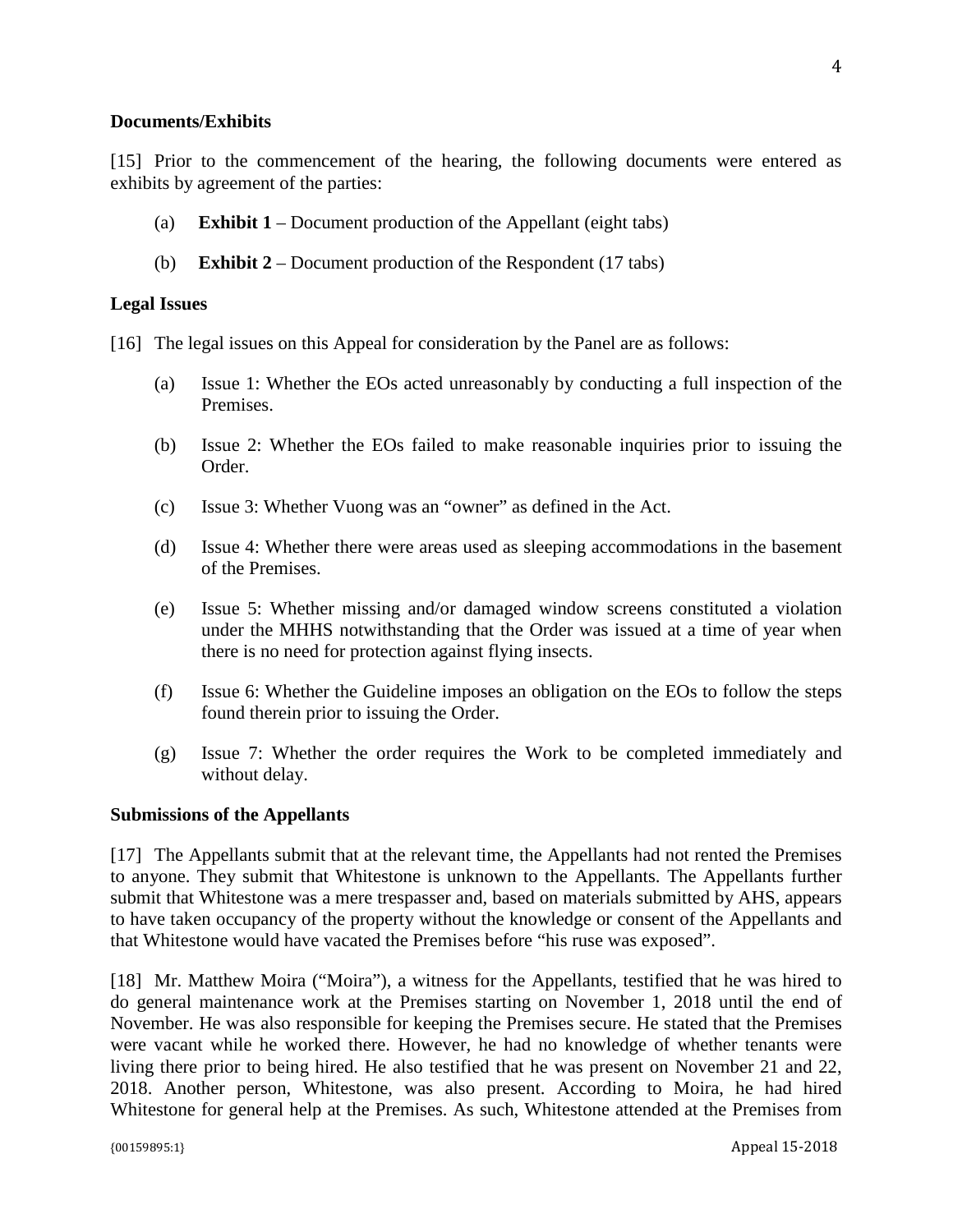**Documents/Exhibits**

[15] Prior to the commencement of the hearing, the following documents were entered as exhibits by agreement of the parties:

(a) **Exhibit 1** – Document production of the Appellant (eight tabs)

(b) **Exhibit 2** – Document production of the Respondent (17 tabs)

**Legal Issues**

[16] The legal issues on this Appeal for consideration by the Panel are as follows:

(a) Issue 1: Whether the EOs acted unreasonably by conducting a full inspection of the Premises.

(b) Issue 2: Whether the EOs failed to make reasonable inquiries prior to issuing the Order.

(c) Issue 3: Whether Vuong was an "owner" as defined in the Act.

(d) Issue 4: Whether there were areas used as sleeping accommodations in the basement of the Premises.

(e) Issue 5: Whether missing and/or damaged window screens constituted a violation under the MHHS notwithstanding that the Order was issued at a time of year when there is no need for protection against flying insects.

(f) Issue 6: Whether the Guideline imposes an obligation on the EOs to follow the steps found therein prior to issuing the Order.

(g) Issue 7: Whether the order requires the Work to be completed immediately and without delay.

**Submissions of the Appellants**

[17] The Appellants submit that at the relevant time, the Appellants had not rented the Premises to anyone. They submit that Whitestone is unknown to the Appellants. The Appellants further submit that Whitestone was a mere trespasser and, based on materials submitted by AHS, appears to have taken occupancy of the property without the knowledge or consent of the Appellants and that Whitestone would have vacated the Premises before "his ruse was exposed".

[18] Mr. Matthew Moira ("Moira"), a witness for the Appellants, testified that he was hired to do general maintenance work at the Premises starting on November 1, 2018 until the end of November. He was also responsible for keeping the Premises secure. He stated that the Premises were vacant while he worked there. However, he had no knowledge of whether tenants were living there prior to being hired. He also testified that he was present on November 21 and 22, 2018. Another person, Whitestone, was also present. According to Moira, he had hired Whitestone for general help at the Premises. As such, Whitestone attended at the Premises from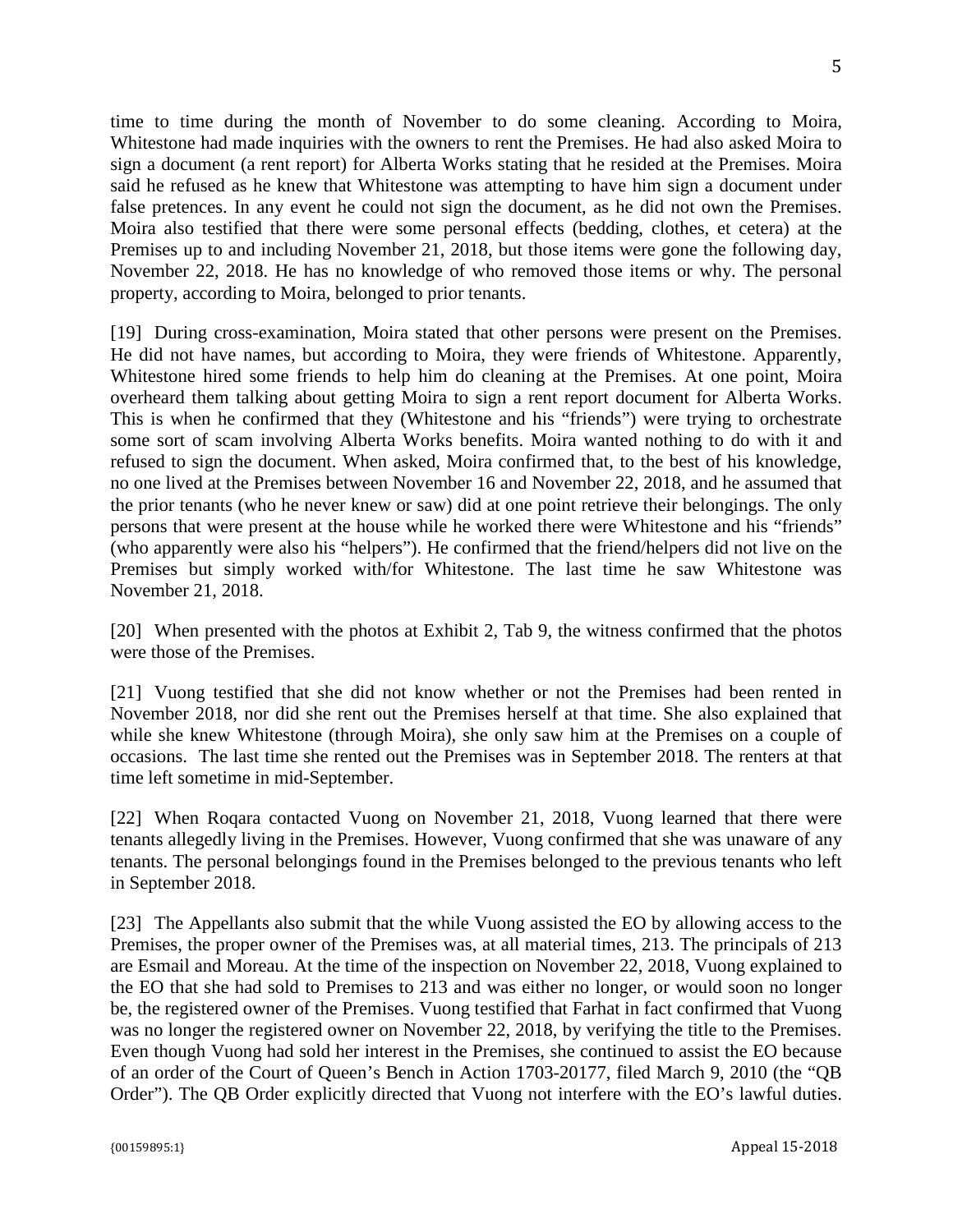time to time during the month of November to do some cleaning. According to Moira, Whitestone had made inquiries with the owners to rent the Premises. He had also asked Moira to sign a document (a rent report) for Alberta Works stating that he resided at the Premises. Moira said he refused as he knew that Whitestone was attempting to have him sign a document under false pretences. In any event he could not sign the document, as he did not own the Premises. Moira also testified that there were some personal effects (bedding, clothes, et cetera) at the Premises up to and including November 21, 2018, but those items were gone the following day, November 22, 2018. He has no knowledge of who removed those items or why. The personal property, according to Moira, belonged to prior tenants.

[19] During cross-examination, Moira stated that other persons were present on the Premises. He did not have names, but according to Moira, they were friends of Whitestone. Apparently, Whitestone hired some friends to help him do cleaning at the Premises. At one point, Moira overheard them talking about getting Moira to sign a rent report document for Alberta Works. This is when he confirmed that they (Whitestone and his "friends") were trying to orchestrate some sort of scam involving Alberta Works benefits. Moira wanted nothing to do with it and refused to sign the document. When asked, Moira confirmed that, to the best of his knowledge, no one lived at the Premises between November 16 and November 22, 2018, and he assumed that the prior tenants (who he never knew or saw) did at one point retrieve their belongings. The only persons that were present at the house while he worked there were Whitestone and his "friends" (who apparently were also his "helpers"). He confirmed that the friend/helpers did not live on the Premises but simply worked with/for Whitestone. The last time he saw Whitestone was November 21, 2018.

[20] When presented with the photos at Exhibit 2, Tab 9, the witness confirmed that the photos were those of the Premises.

[21] Vuong testified that she did not know whether or not the Premises had been rented in November 2018, nor did she rent out the Premises herself at that time. She also explained that while she knew Whitestone (through Moira), she only saw him at the Premises on a couple of occasions. The last time she rented out the Premises was in September 2018. The renters at that time left sometime in mid-September.

[22] When Roqara contacted Vuong on November 21, 2018, Vuong learned that there were tenants allegedly living in the Premises. However, Vuong confirmed that she was unaware of any tenants. The personal belongings found in the Premises belonged to the previous tenants who left in September 2018.

[23] The Appellants also submit that the while Vuong assisted the EO by allowing access to the Premises, the proper owner of the Premises was, at all material times, 213. The principals of 213 are Esmail and Moreau. At the time of the inspection on November 22, 2018, Vuong explained to the EO that she had sold to Premises to 213 and was either no longer, or would soon no longer be, the registered owner of the Premises. Vuong testified that Farhat in fact confirmed that Vuong was no longer the registered owner on November 22, 2018, by verifying the title to the Premises. Even though Vuong had sold her interest in the Premises, she continued to assist the EO because of an order of the Court of Queen's Bench in Action 1703-20177, filed March 9, 2010 (the "QB Order"). The QB Order explicitly directed that Vuong not interfere with the EO's lawful duties.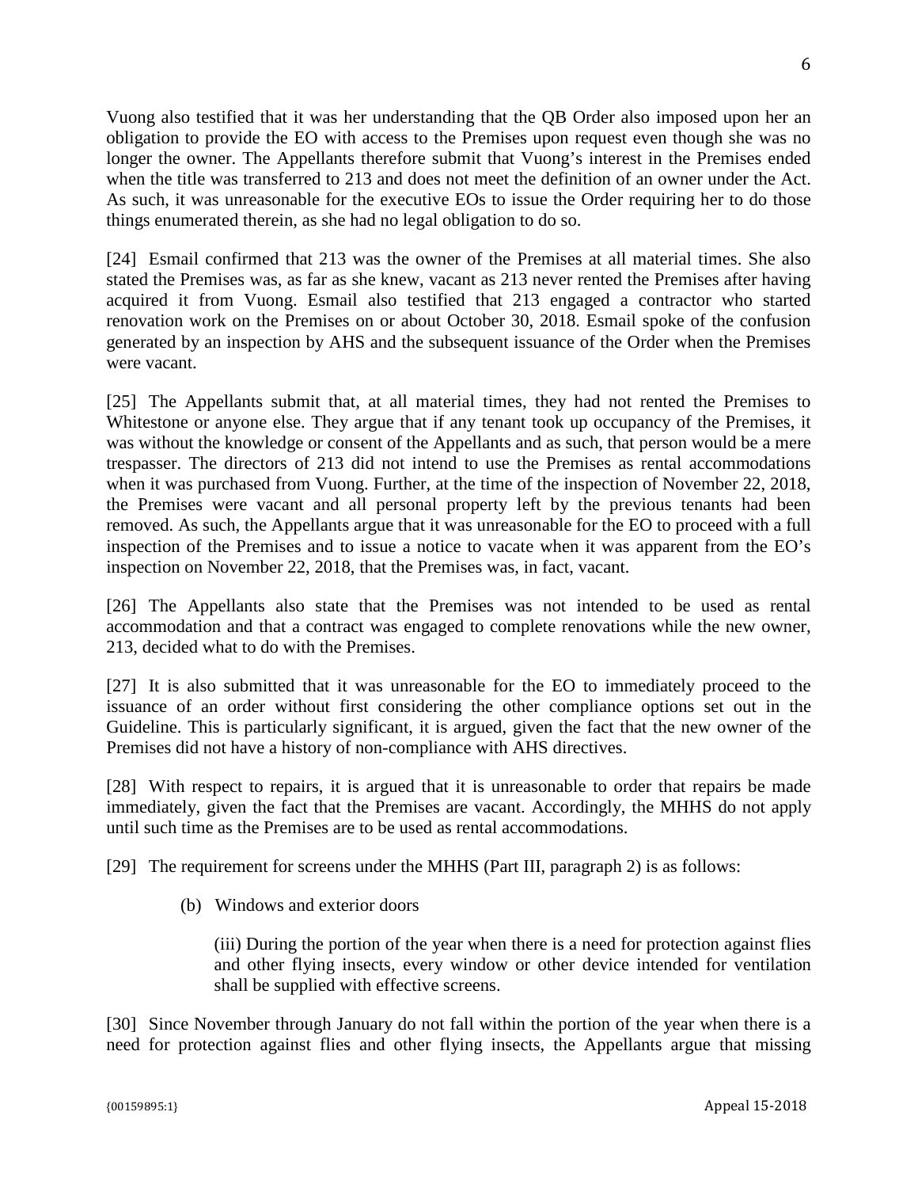Vuong also testified that it was her understanding that the QB Order also imposed upon her an obligation to provide the EO with access to the Premises upon request even though she was no longer the owner. The Appellants therefore submit that Vuong's interest in the Premises ended when the title was transferred to 213 and does not meet the definition of an owner under the Act. As such, it was unreasonable for the executive EOs to issue the Order requiring her to do those things enumerated therein, as she had no legal obligation to do so.

[24] Esmail confirmed that 213 was the owner of the Premises at all material times. She also stated the Premises was, as far as she knew, vacant as 213 never rented the Premises after having acquired it from Vuong. Esmail also testified that 213 engaged a contractor who started renovation work on the Premises on or about October 30, 2018. Esmail spoke of the confusion generated by an inspection by AHS and the subsequent issuance of the Order when the Premises were vacant.

[25] The Appellants submit that, at all material times, they had not rented the Premises to Whitestone or anyone else. They argue that if any tenant took up occupancy of the Premises, it was without the knowledge or consent of the Appellants and as such, that person would be a mere trespasser. The directors of 213 did not intend to use the Premises as rental accommodations when it was purchased from Vuong. Further, at the time of the inspection of November 22, 2018, the Premises were vacant and all personal property left by the previous tenants had been removed. As such, the Appellants argue that it was unreasonable for the EO to proceed with a full inspection of the Premises and to issue a notice to vacate when it was apparent from the EO's inspection on November 22, 2018, that the Premises was, in fact, vacant.

[26] The Appellants also state that the Premises was not intended to be used as rental accommodation and that a contract was engaged to complete renovations while the new owner, 213, decided what to do with the Premises.

[27] It is also submitted that it was unreasonable for the EO to immediately proceed to the issuance of an order without first considering the other compliance options set out in the Guideline. This is particularly significant, it is argued, given the fact that the new owner of the Premises did not have a history of non-compliance with AHS directives.

[28] With respect to repairs, it is argued that it is unreasonable to order that repairs be made immediately, given the fact that the Premises are vacant. Accordingly, the MHHS do not apply until such time as the Premises are to be used as rental accommodations.

[29] The requirement for screens under the MHHS (Part III, paragraph 2) is as follows:

> (b) Windows and exterior doors
>
> (iii) During the portion of the year when there is a need for protection against flies and other flying insects, every window or other device intended for ventilation shall be supplied with effective screens.

[30] Since November through January do not fall within the portion of the year when there is a need for protection against flies and other flying insects, the Appellants argue that missing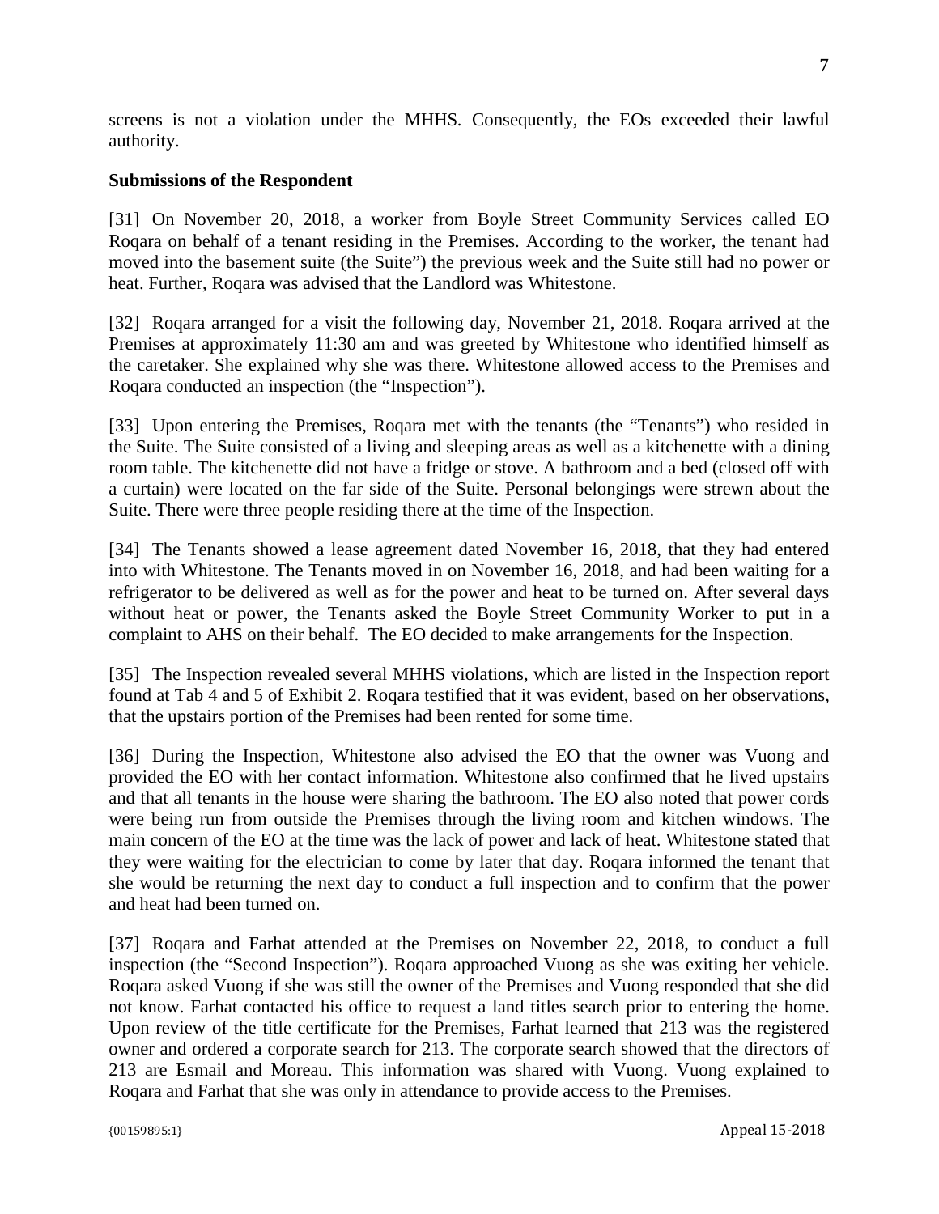screens is not a violation under the MHHS. Consequently, the EOs exceeded their lawful authority.

**Submissions of the Respondent**

[31] On November 20, 2018, a worker from Boyle Street Community Services called EO Roqara on behalf of a tenant residing in the Premises. According to the worker, the tenant had moved into the basement suite (the Suite") the previous week and the Suite still had no power or heat. Further, Roqara was advised that the Landlord was Whitestone.

[32] Roqara arranged for a visit the following day, November 21, 2018. Roqara arrived at the Premises at approximately 11:30 am and was greeted by Whitestone who identified himself as the caretaker. She explained why she was there. Whitestone allowed access to the Premises and Roqara conducted an inspection (the "Inspection").

[33] Upon entering the Premises, Roqara met with the tenants (the "Tenants") who resided in the Suite. The Suite consisted of a living and sleeping areas as well as a kitchenette with a dining room table. The kitchenette did not have a fridge or stove. A bathroom and a bed (closed off with a curtain) were located on the far side of the Suite. Personal belongings were strewn about the Suite. There were three people residing there at the time of the Inspection.

[34] The Tenants showed a lease agreement dated November 16, 2018, that they had entered into with Whitestone. The Tenants moved in on November 16, 2018, and had been waiting for a refrigerator to be delivered as well as for the power and heat to be turned on. After several days without heat or power, the Tenants asked the Boyle Street Community Worker to put in a complaint to AHS on their behalf. The EO decided to make arrangements for the Inspection.

[35] The Inspection revealed several MHHS violations, which are listed in the Inspection report found at Tab 4 and 5 of Exhibit 2. Roqara testified that it was evident, based on her observations, that the upstairs portion of the Premises had been rented for some time.

[36] During the Inspection, Whitestone also advised the EO that the owner was Vuong and provided the EO with her contact information. Whitestone also confirmed that he lived upstairs and that all tenants in the house were sharing the bathroom. The EO also noted that power cords were being run from outside the Premises through the living room and kitchen windows. The main concern of the EO at the time was the lack of power and lack of heat. Whitestone stated that they were waiting for the electrician to come by later that day. Roqara informed the tenant that she would be returning the next day to conduct a full inspection and to confirm that the power and heat had been turned on.

[37] Roqara and Farhat attended at the Premises on November 22, 2018, to conduct a full inspection (the "Second Inspection"). Roqara approached Vuong as she was exiting her vehicle. Roqara asked Vuong if she was still the owner of the Premises and Vuong responded that she did not know. Farhat contacted his office to request a land titles search prior to entering the home. Upon review of the title certificate for the Premises, Farhat learned that 213 was the registered owner and ordered a corporate search for 213. The corporate search showed that the directors of 213 are Esmail and Moreau. This information was shared with Vuong. Vuong explained to Roqara and Farhat that she was only in attendance to provide access to the Premises.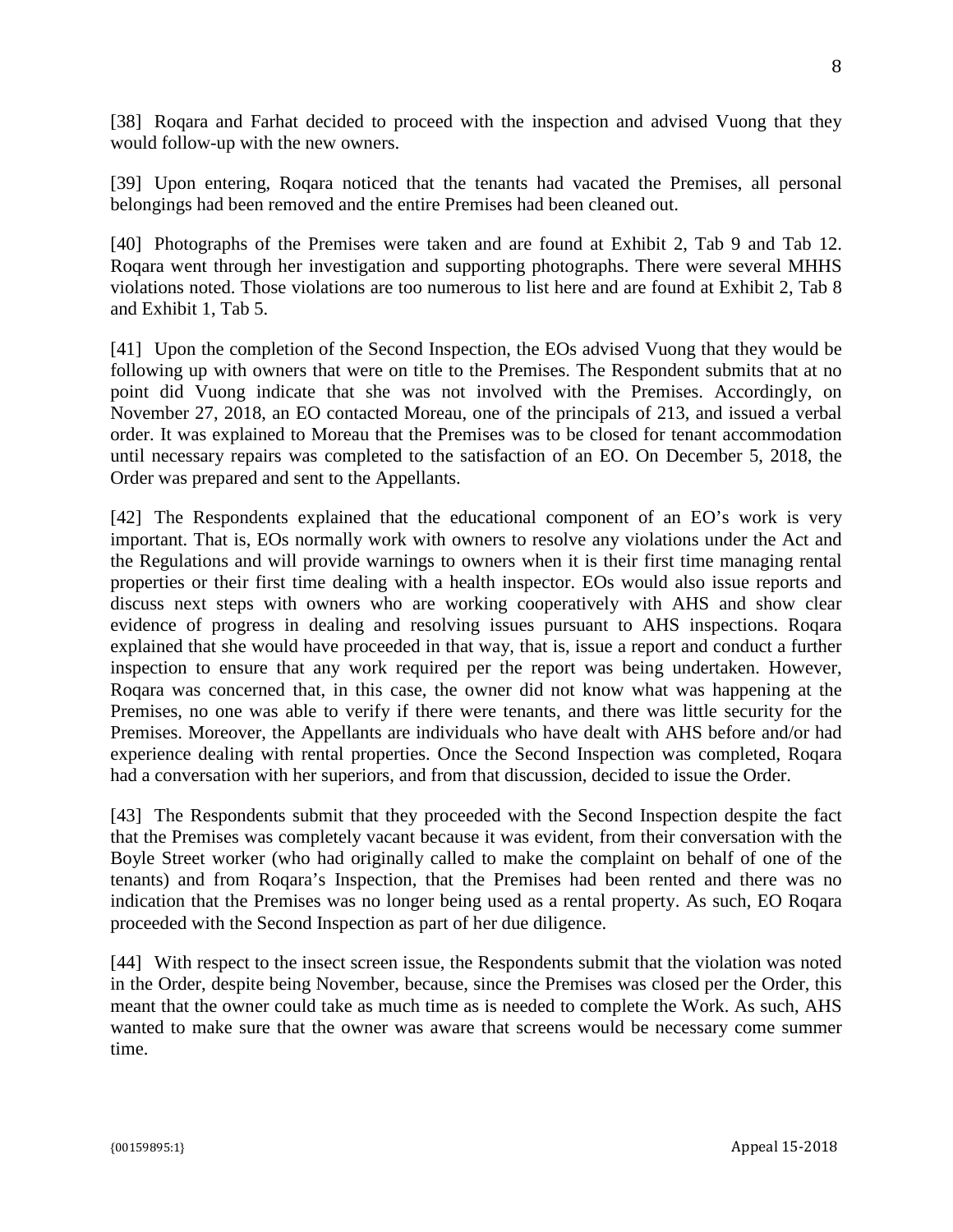[38] Roqara and Farhat decided to proceed with the inspection and advised Vuong that they would follow-up with the new owners.

[39] Upon entering, Roqara noticed that the tenants had vacated the Premises, all personal belongings had been removed and the entire Premises had been cleaned out.

[40] Photographs of the Premises were taken and are found at Exhibit 2, Tab 9 and Tab 12. Roqara went through her investigation and supporting photographs. There were several MHHS violations noted. Those violations are too numerous to list here and are found at Exhibit 2, Tab 8 and Exhibit 1, Tab 5.

[41] Upon the completion of the Second Inspection, the EOs advised Vuong that they would be following up with owners that were on title to the Premises. The Respondent submits that at no point did Vuong indicate that she was not involved with the Premises. Accordingly, on November 27, 2018, an EO contacted Moreau, one of the principals of 213, and issued a verbal order. It was explained to Moreau that the Premises was to be closed for tenant accommodation until necessary repairs was completed to the satisfaction of an EO. On December 5, 2018, the Order was prepared and sent to the Appellants.

[42] The Respondents explained that the educational component of an EO's work is very important. That is, EOs normally work with owners to resolve any violations under the Act and the Regulations and will provide warnings to owners when it is their first time managing rental properties or their first time dealing with a health inspector. EOs would also issue reports and discuss next steps with owners who are working cooperatively with AHS and show clear evidence of progress in dealing and resolving issues pursuant to AHS inspections. Roqara explained that she would have proceeded in that way, that is, issue a report and conduct a further inspection to ensure that any work required per the report was being undertaken. However, Roqara was concerned that, in this case, the owner did not know what was happening at the Premises, no one was able to verify if there were tenants, and there was little security for the Premises. Moreover, the Appellants are individuals who have dealt with AHS before and/or had experience dealing with rental properties. Once the Second Inspection was completed, Roqara had a conversation with her superiors, and from that discussion, decided to issue the Order.

[43] The Respondents submit that they proceeded with the Second Inspection despite the fact that the Premises was completely vacant because it was evident, from their conversation with the Boyle Street worker (who had originally called to make the complaint on behalf of one of the tenants) and from Roqara's Inspection, that the Premises had been rented and there was no indication that the Premises was no longer being used as a rental property. As such, EO Roqara proceeded with the Second Inspection as part of her due diligence.

[44] With respect to the insect screen issue, the Respondents submit that the violation was noted in the Order, despite being November, because, since the Premises was closed per the Order, this meant that the owner could take as much time as is needed to complete the Work. As such, AHS wanted to make sure that the owner was aware that screens would be necessary come summer time.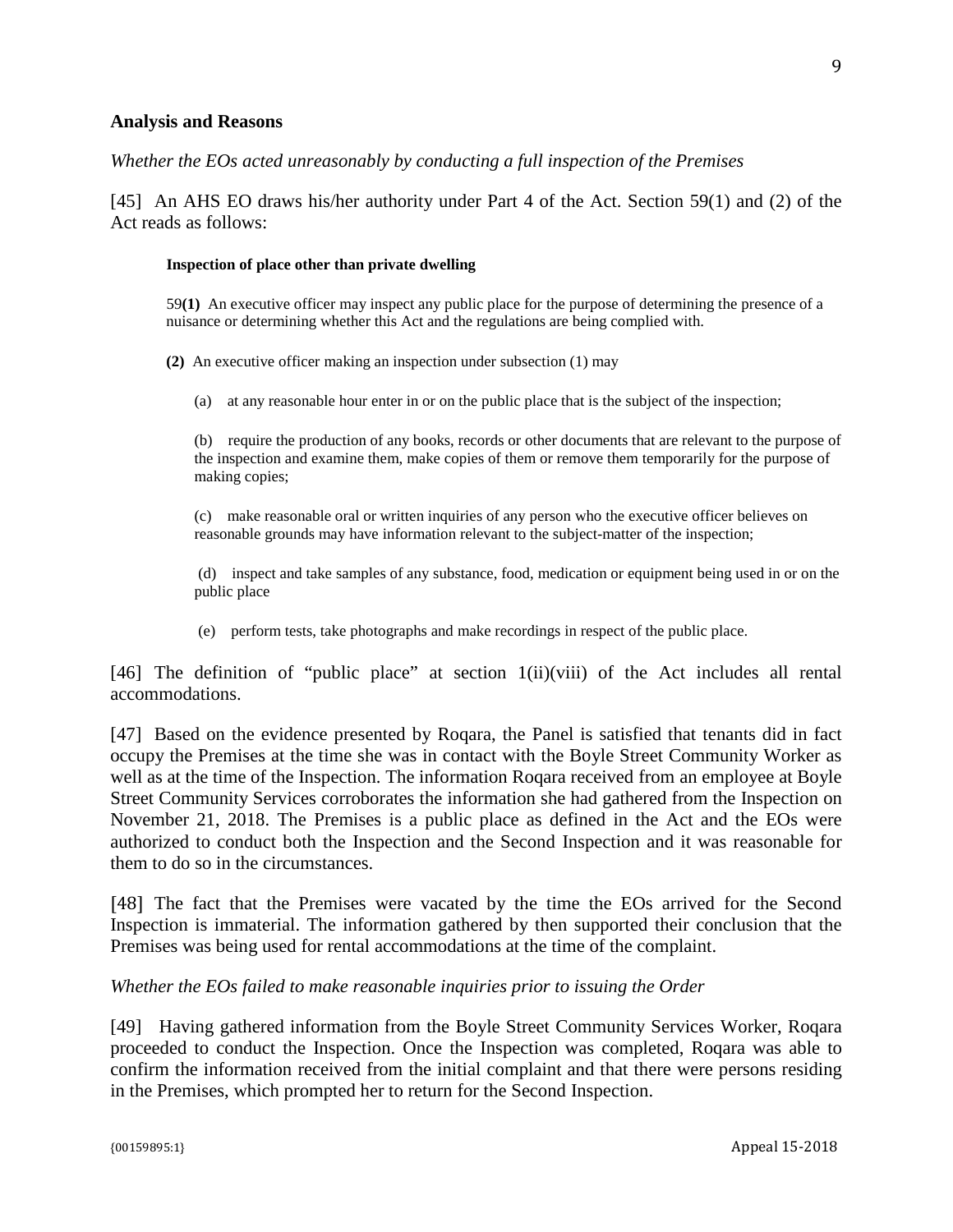## Analysis and Reasons

*Whether the EOs acted unreasonably by conducting a full inspection of the Premises*

[45] An AHS EO draws his/her authority under Part 4 of the Act. Section 59(1) and (2) of the Act reads as follows:

> **Inspection of place other than private dwelling**
>
> 59**(1)** An executive officer may inspect any public place for the purpose of determining the presence of a nuisance or determining whether this Act and the regulations are being complied with.
>
> **(2)** An executive officer making an inspection under subsection (1) may
>
> (a) at any reasonable hour enter in or on the public place that is the subject of the inspection;
>
> (b) require the production of any books, records or other documents that are relevant to the purpose of the inspection and examine them, make copies of them or remove them temporarily for the purpose of making copies;
>
> (c) make reasonable oral or written inquiries of any person who the executive officer believes on reasonable grounds may have information relevant to the subject-matter of the inspection;
>
> (d) inspect and take samples of any substance, food, medication or equipment being used in or on the public place
>
> (e) perform tests, take photographs and make recordings in respect of the public place.

[46] The definition of "public place" at section 1(ii)(viii) of the Act includes all rental accommodations.

[47] Based on the evidence presented by Roqara, the Panel is satisfied that tenants did in fact occupy the Premises at the time she was in contact with the Boyle Street Community Worker as well as at the time of the Inspection. The information Roqara received from an employee at Boyle Street Community Services corroborates the information she had gathered from the Inspection on November 21, 2018. The Premises is a public place as defined in the Act and the EOs were authorized to conduct both the Inspection and the Second Inspection and it was reasonable for them to do so in the circumstances.

[48] The fact that the Premises were vacated by the time the EOs arrived for the Second Inspection is immaterial. The information gathered by then supported their conclusion that the Premises was being used for rental accommodations at the time of the complaint.

*Whether the EOs failed to make reasonable inquiries prior to issuing the Order*

[49] Having gathered information from the Boyle Street Community Services Worker, Roqara proceeded to conduct the Inspection. Once the Inspection was completed, Roqara was able to confirm the information received from the initial complaint and that there were persons residing in the Premises, which prompted her to return for the Second Inspection.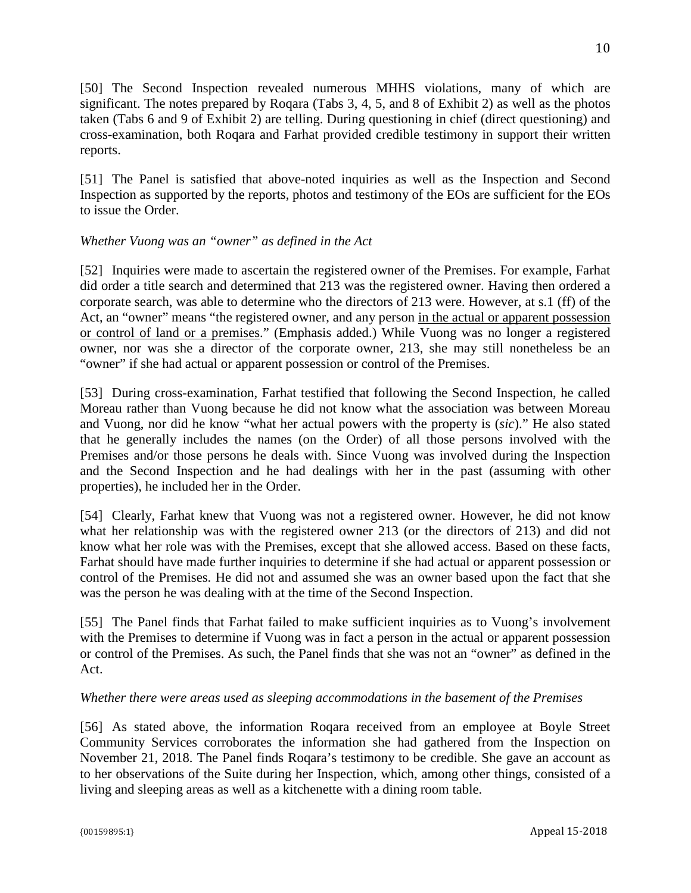[50] The Second Inspection revealed numerous MHHS violations, many of which are significant. The notes prepared by Roqara (Tabs 3, 4, 5, and 8 of Exhibit 2) as well as the photos taken (Tabs 6 and 9 of Exhibit 2) are telling. During questioning in chief (direct questioning) and cross-examination, both Roqara and Farhat provided credible testimony in support their written reports.

[51] The Panel is satisfied that above-noted inquiries as well as the Inspection and Second Inspection as supported by the reports, photos and testimony of the EOs are sufficient for the EOs to issue the Order.

*Whether Vuong was an "owner" as defined in the Act*

[52] Inquiries were made to ascertain the registered owner of the Premises. For example, Farhat did order a title search and determined that 213 was the registered owner. Having then ordered a corporate search, was able to determine who the directors of 213 were. However, at s.1 (ff) of the Act, an "owner" means "the registered owner, and any person <u>in the actual or apparent possession or control of land or a premises</u>." (Emphasis added.) While Vuong was no longer a registered owner, nor was she a director of the corporate owner, 213, she may still nonetheless be an "owner" if she had actual or apparent possession or control of the Premises.

[53] During cross-examination, Farhat testified that following the Second Inspection, he called Moreau rather than Vuong because he did not know what the association was between Moreau and Vuong, nor did he know "what her actual powers with the property is (*sic*)." He also stated that he generally includes the names (on the Order) of all those persons involved with the Premises and/or those persons he deals with. Since Vuong was involved during the Inspection and the Second Inspection and he had dealings with her in the past (assuming with other properties), he included her in the Order.

[54] Clearly, Farhat knew that Vuong was not a registered owner. However, he did not know what her relationship was with the registered owner 213 (or the directors of 213) and did not know what her role was with the Premises, except that she allowed access. Based on these facts, Farhat should have made further inquiries to determine if she had actual or apparent possession or control of the Premises. He did not and assumed she was an owner based upon the fact that she was the person he was dealing with at the time of the Second Inspection.

[55] The Panel finds that Farhat failed to make sufficient inquiries as to Vuong's involvement with the Premises to determine if Vuong was in fact a person in the actual or apparent possession or control of the Premises. As such, the Panel finds that she was not an "owner" as defined in the Act.

*Whether there were areas used as sleeping accommodations in the basement of the Premises*

[56] As stated above, the information Roqara received from an employee at Boyle Street Community Services corroborates the information she had gathered from the Inspection on November 21, 2018. The Panel finds Roqara's testimony to be credible. She gave an account as to her observations of the Suite during her Inspection, which, among other things, consisted of a living and sleeping areas as well as a kitchenette with a dining room table.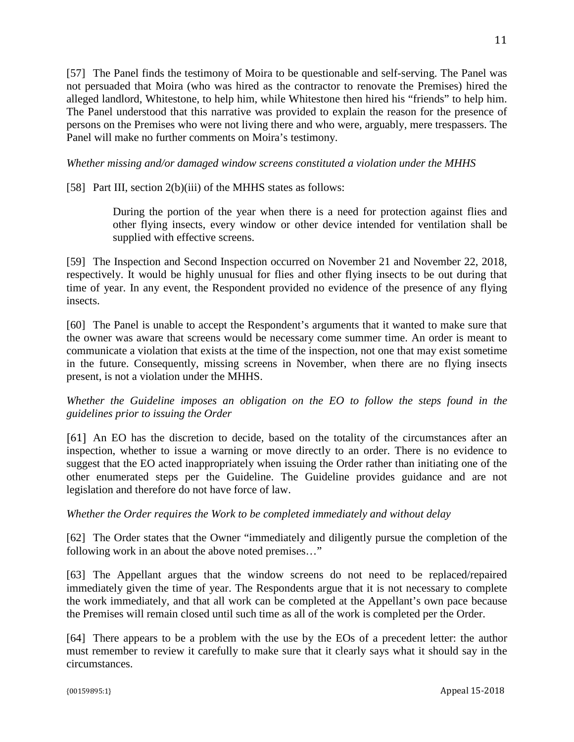[57] The Panel finds the testimony of Moira to be questionable and self-serving. The Panel was not persuaded that Moira (who was hired as the contractor to renovate the Premises) hired the alleged landlord, Whitestone, to help him, while Whitestone then hired his "friends" to help him. The Panel understood that this narrative was provided to explain the reason for the presence of persons on the Premises who were not living there and who were, arguably, mere trespassers. The Panel will make no further comments on Moira's testimony.

*Whether missing and/or damaged window screens constituted a violation under the MHHS*

[58] Part III, section 2(b)(iii) of the MHHS states as follows:

> During the portion of the year when there is a need for protection against flies and other flying insects, every window or other device intended for ventilation shall be supplied with effective screens.

[59] The Inspection and Second Inspection occurred on November 21 and November 22, 2018, respectively. It would be highly unusual for flies and other flying insects to be out during that time of year. In any event, the Respondent provided no evidence of the presence of any flying insects.

[60] The Panel is unable to accept the Respondent's arguments that it wanted to make sure that the owner was aware that screens would be necessary come summer time. An order is meant to communicate a violation that exists at the time of the inspection, not one that may exist sometime in the future. Consequently, missing screens in November, when there are no flying insects present, is not a violation under the MHHS.

*Whether the Guideline imposes an obligation on the EO to follow the steps found in the guidelines prior to issuing the Order*

[61] An EO has the discretion to decide, based on the totality of the circumstances after an inspection, whether to issue a warning or move directly to an order. There is no evidence to suggest that the EO acted inappropriately when issuing the Order rather than initiating one of the other enumerated steps per the Guideline. The Guideline provides guidance and are not legislation and therefore do not have force of law.

*Whether the Order requires the Work to be completed immediately and without delay*

[62] The Order states that the Owner "immediately and diligently pursue the completion of the following work in an about the above noted premises…"

[63] The Appellant argues that the window screens do not need to be replaced/repaired immediately given the time of year. The Respondents argue that it is not necessary to complete the work immediately, and that all work can be completed at the Appellant's own pace because the Premises will remain closed until such time as all of the work is completed per the Order.

[64] There appears to be a problem with the use by the EOs of a precedent letter: the author must remember to review it carefully to make sure that it clearly says what it should say in the circumstances.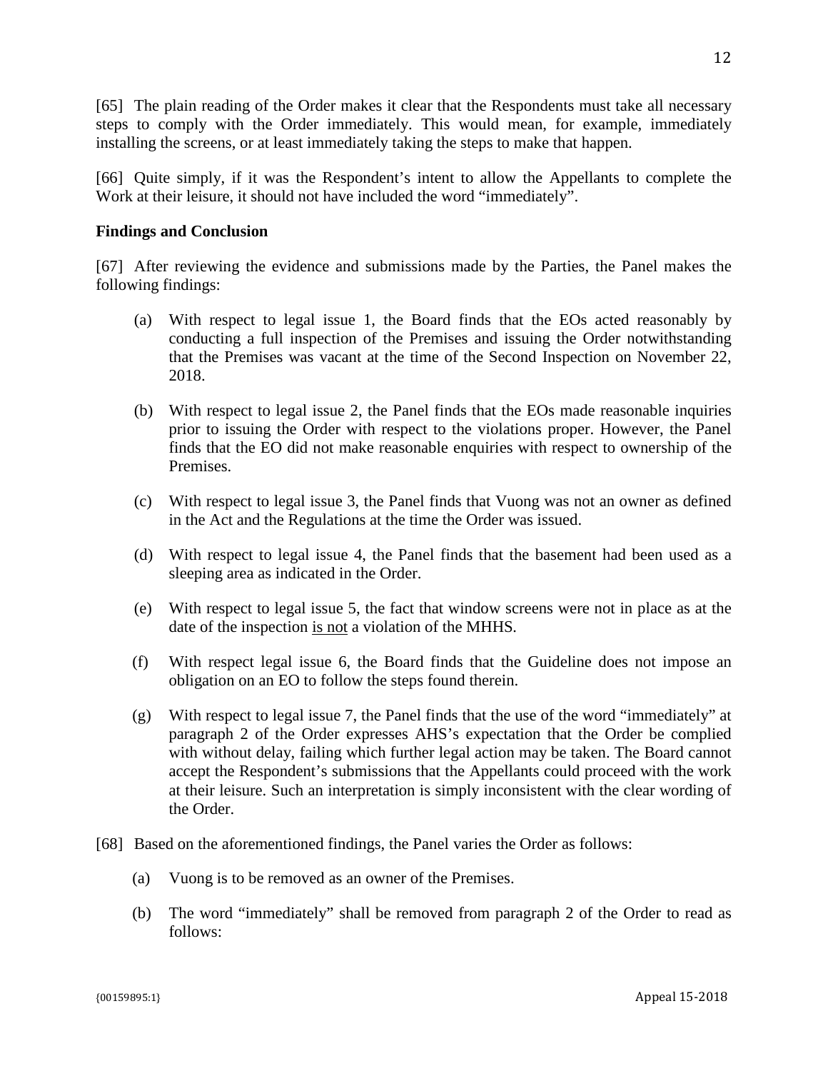[65] The plain reading of the Order makes it clear that the Respondents must take all necessary steps to comply with the Order immediately. This would mean, for example, immediately installing the screens, or at least immediately taking the steps to make that happen.

[66] Quite simply, if it was the Respondent's intent to allow the Appellants to complete the Work at their leisure, it should not have included the word "immediately".

**Findings and Conclusion**

[67] After reviewing the evidence and submissions made by the Parties, the Panel makes the following findings:

(a) With respect to legal issue 1, the Board finds that the EOs acted reasonably by conducting a full inspection of the Premises and issuing the Order notwithstanding that the Premises was vacant at the time of the Second Inspection on November 22, 2018.

(b) With respect to legal issue 2, the Panel finds that the EOs made reasonable inquiries prior to issuing the Order with respect to the violations proper. However, the Panel finds that the EO did not make reasonable enquiries with respect to ownership of the Premises.

(c) With respect to legal issue 3, the Panel finds that Vuong was not an owner as defined in the Act and the Regulations at the time the Order was issued.

(d) With respect to legal issue 4, the Panel finds that the basement had been used as a sleeping area as indicated in the Order.

(e) With respect to legal issue 5, the fact that window screens were not in place as at the date of the inspection <u>is not</u> a violation of the MHHS.

(f) With respect legal issue 6, the Board finds that the Guideline does not impose an obligation on an EO to follow the steps found therein.

(g) With respect to legal issue 7, the Panel finds that the use of the word "immediately" at paragraph 2 of the Order expresses AHS's expectation that the Order be complied with without delay, failing which further legal action may be taken. The Board cannot accept the Respondent's submissions that the Appellants could proceed with the work at their leisure. Such an interpretation is simply inconsistent with the clear wording of the Order.

[68] Based on the aforementioned findings, the Panel varies the Order as follows:

(a) Vuong is to be removed as an owner of the Premises.

(b) The word "immediately" shall be removed from paragraph 2 of the Order to read as follows: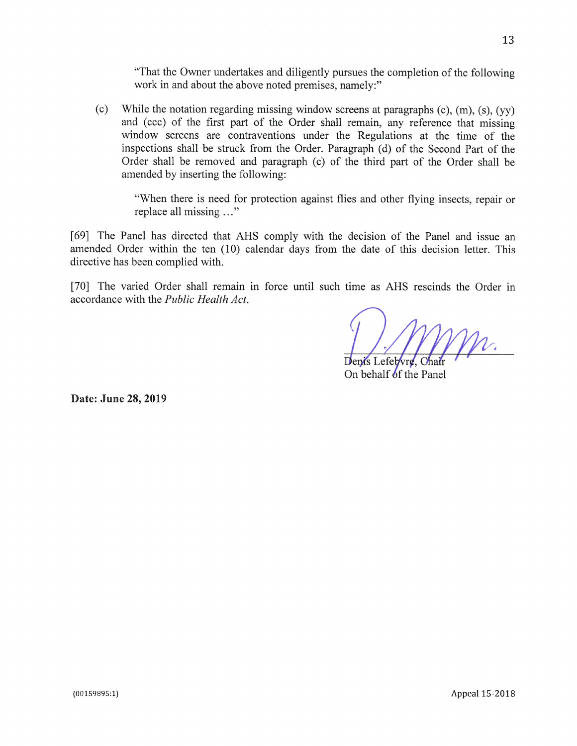> "That the Owner undertakes and diligently pursues the completion of the following work in and about the above noted premises, namely:"

(c) While the notation regarding missing window screens at paragraphs (c), (m), (s), (yy) and (ccc) of the first part of the Order shall remain, any reference that missing window screens are contraventions under the Regulations at the time of the inspections shall be struck from the Order. Paragraph (d) of the Second Part of the Order shall be removed and paragraph (c) of the third part of the Order shall be amended by inserting the following:

> "When there is need for protection against flies and other flying insects, repair or replace all missing …"

[69] The Panel has directed that AHS comply with the decision of the Panel and issue an amended Order within the ten (10) calendar days from the date of this decision letter. This directive has been complied with.

[70] The varied Order shall remain in force until such time as AHS rescinds the Order in accordance with the *Public Health Act*.

Denis Lefebvre, Chair
On behalf of the Panel

**Date: June 28, 2019**

{00159895:1}

Appeal 15-2018